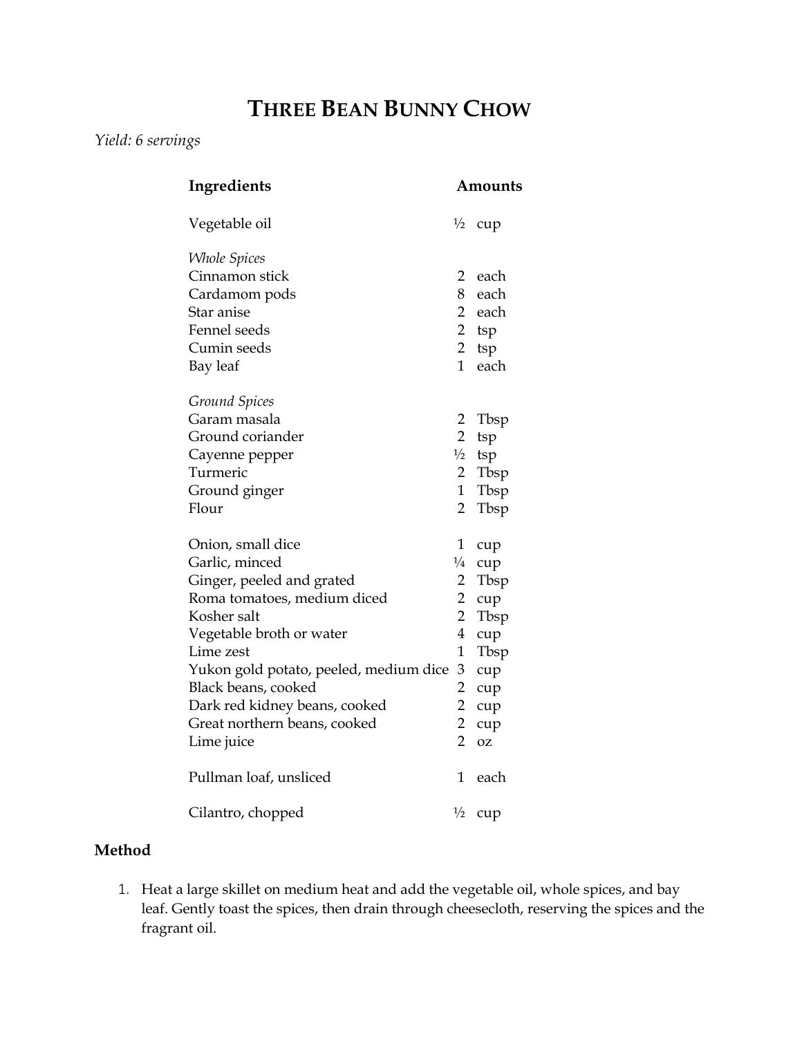# Three Bean Bunny Chow

*Yield: 6 servings*

| Ingredients | Amounts | |
|---|---|---|
| Vegetable oil | ½ | cup |
| *Whole Spices* | | |
| Cinnamon stick | 2 | each |
| Cardamom pods | 8 | each |
| Star anise | 2 | each |
| Fennel seeds | 2 | tsp |
| Cumin seeds | 2 | tsp |
| Bay leaf | 1 | each |
| *Ground Spices* | | |
| Garam masala | 2 | Tbsp |
| Ground coriander | 2 | tsp |
| Cayenne pepper | ½ | tsp |
| Turmeric | 2 | Tbsp |
| Ground ginger | 1 | Tbsp |
| Flour | 2 | Tbsp |
| Onion, small dice | 1 | cup |
| Garlic, minced | ¼ | cup |
| Ginger, peeled and grated | 2 | Tbsp |
| Roma tomatoes, medium diced | 2 | cup |
| Kosher salt | 2 | Tbsp |
| Vegetable broth or water | 4 | cup |
| Lime zest | 1 | Tbsp |
| Yukon gold potato, peeled, medium dice | 3 | cup |
| Black beans, cooked | 2 | cup |
| Dark red kidney beans, cooked | 2 | cup |
| Great northern beans, cooked | 2 | cup |
| Lime juice | 2 | oz |
| Pullman loaf, unsliced | 1 | each |
| Cilantro, chopped | ½ | cup |

## Method

1. Heat a large skillet on medium heat and add the vegetable oil, whole spices, and bay leaf. Gently toast the spices, then drain through cheesecloth, reserving the spices and the fragrant oil.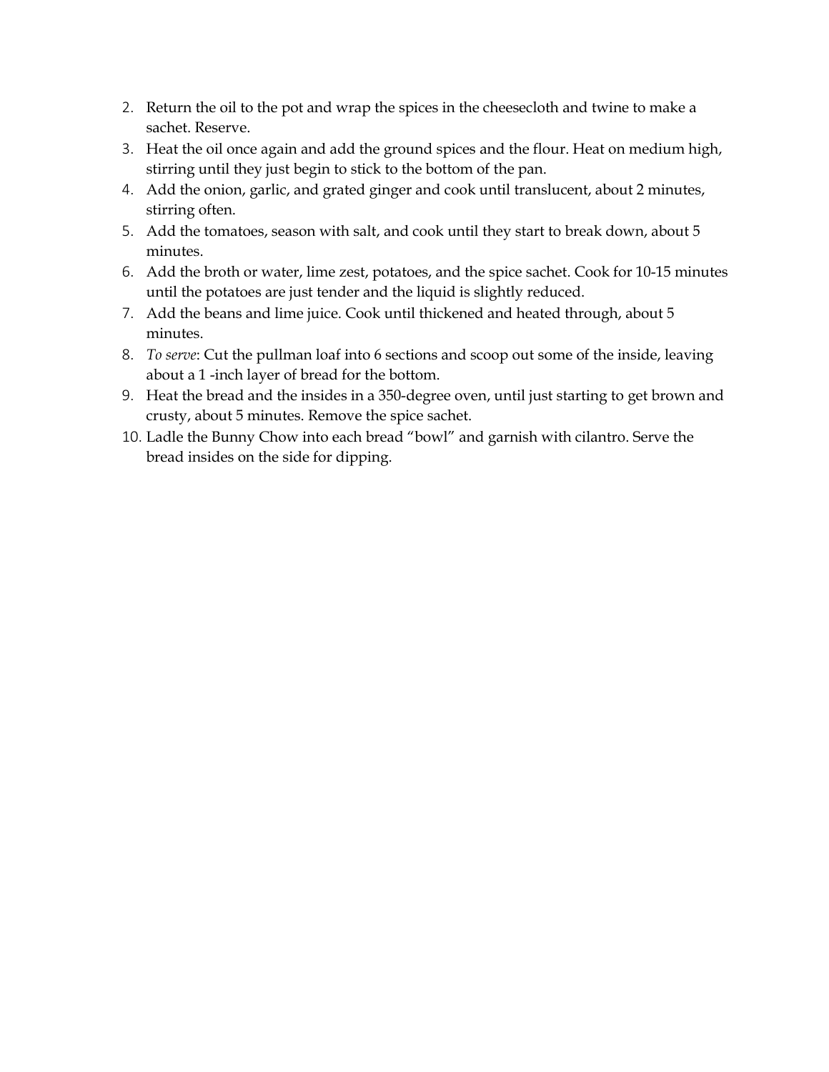2. Return the oil to the pot and wrap the spices in the cheesecloth and twine to make a sachet. Reserve.
3. Heat the oil once again and add the ground spices and the flour. Heat on medium high, stirring until they just begin to stick to the bottom of the pan.
4. Add the onion, garlic, and grated ginger and cook until translucent, about 2 minutes, stirring often.
5. Add the tomatoes, season with salt, and cook until they start to break down, about 5 minutes.
6. Add the broth or water, lime zest, potatoes, and the spice sachet. Cook for 10-15 minutes until the potatoes are just tender and the liquid is slightly reduced.
7. Add the beans and lime juice. Cook until thickened and heated through, about 5 minutes.
8. *To serve*: Cut the pullman loaf into 6 sections and scoop out some of the inside, leaving about a 1 -inch layer of bread for the bottom.
9. Heat the bread and the insides in a 350-degree oven, until just starting to get brown and crusty, about 5 minutes. Remove the spice sachet.
10. Ladle the Bunny Chow into each bread "bowl" and garnish with cilantro. Serve the bread insides on the side for dipping.